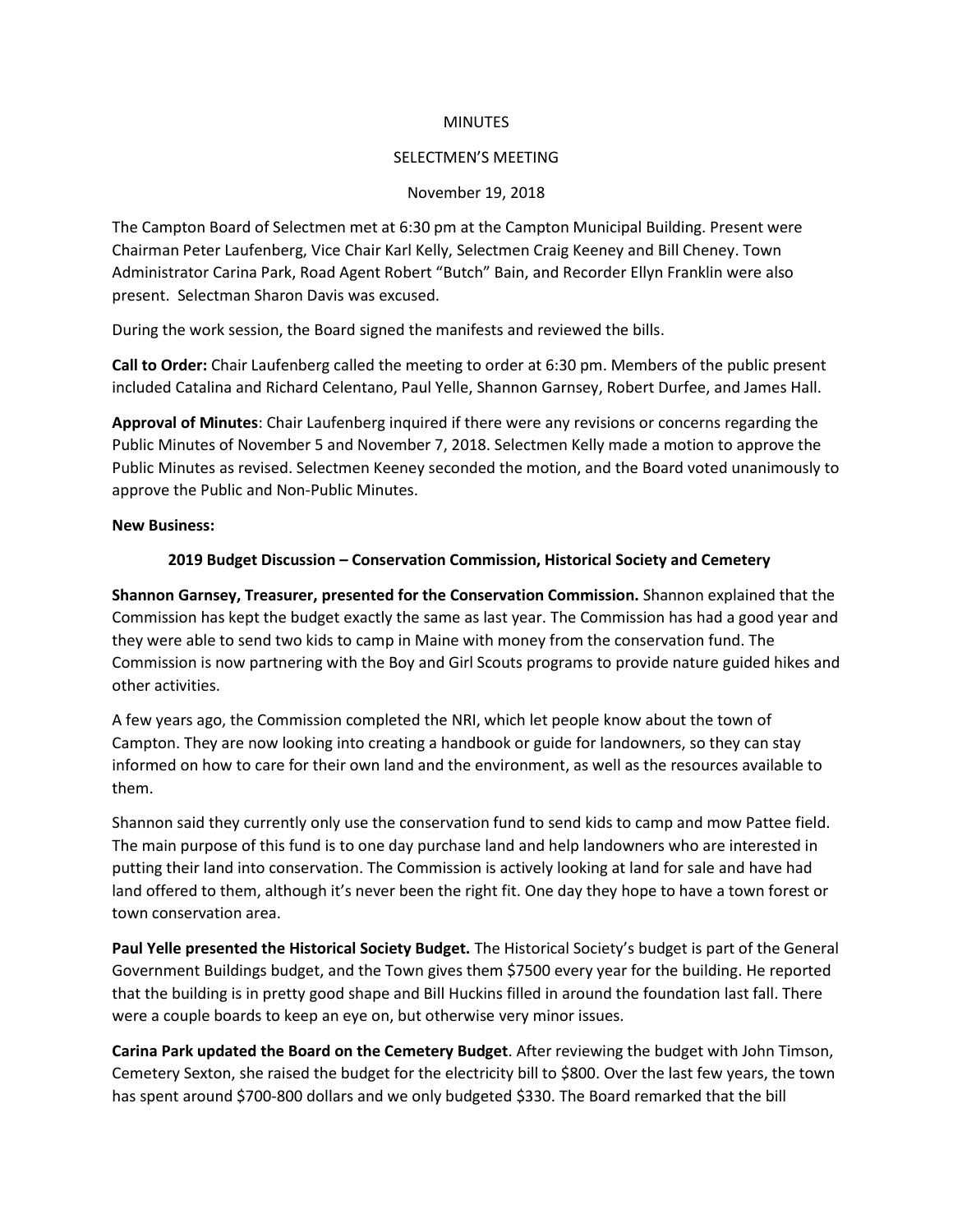MINUTES

SELECTMEN'S MEETING

November 19, 2018

The Campton Board of Selectmen met at 6:30 pm at the Campton Municipal Building. Present were Chairman Peter Laufenberg, Vice Chair Karl Kelly, Selectmen Craig Keeney and Bill Cheney. Town Administrator Carina Park, Road Agent Robert "Butch" Bain, and Recorder Ellyn Franklin were also present. Selectman Sharon Davis was excused.

During the work session, the Board signed the manifests and reviewed the bills.

**Call to Order:** Chair Laufenberg called the meeting to order at 6:30 pm. Members of the public present included Catalina and Richard Celentano, Paul Yelle, Shannon Garnsey, Robert Durfee, and James Hall.

**Approval of Minutes**: Chair Laufenberg inquired if there were any revisions or concerns regarding the Public Minutes of November 5 and November 7, 2018. Selectmen Kelly made a motion to approve the Public Minutes as revised. Selectmen Keeney seconded the motion, and the Board voted unanimously to approve the Public and Non-Public Minutes.

**New Business:**

**2019 Budget Discussion – Conservation Commission, Historical Society and Cemetery**

**Shannon Garnsey, Treasurer, presented for the Conservation Commission.** Shannon explained that the Commission has kept the budget exactly the same as last year. The Commission has had a good year and they were able to send two kids to camp in Maine with money from the conservation fund. The Commission is now partnering with the Boy and Girl Scouts programs to provide nature guided hikes and other activities.

A few years ago, the Commission completed the NRI, which let people know about the town of Campton. They are now looking into creating a handbook or guide for landowners, so they can stay informed on how to care for their own land and the environment, as well as the resources available to them.

Shannon said they currently only use the conservation fund to send kids to camp and mow Pattee field. The main purpose of this fund is to one day purchase land and help landowners who are interested in putting their land into conservation. The Commission is actively looking at land for sale and have had land offered to them, although it's never been the right fit. One day they hope to have a town forest or town conservation area.

**Paul Yelle presented the Historical Society Budget.** The Historical Society's budget is part of the General Government Buildings budget, and the Town gives them $7500 every year for the building. He reported that the building is in pretty good shape and Bill Huckins filled in around the foundation last fall. There were a couple boards to keep an eye on, but otherwise very minor issues.

**Carina Park updated the Board on the Cemetery Budget**. After reviewing the budget with John Timson, Cemetery Sexton, she raised the budget for the electricity bill to $800. Over the last few years, the town has spent around $700-800 dollars and we only budgeted $330. The Board remarked that the bill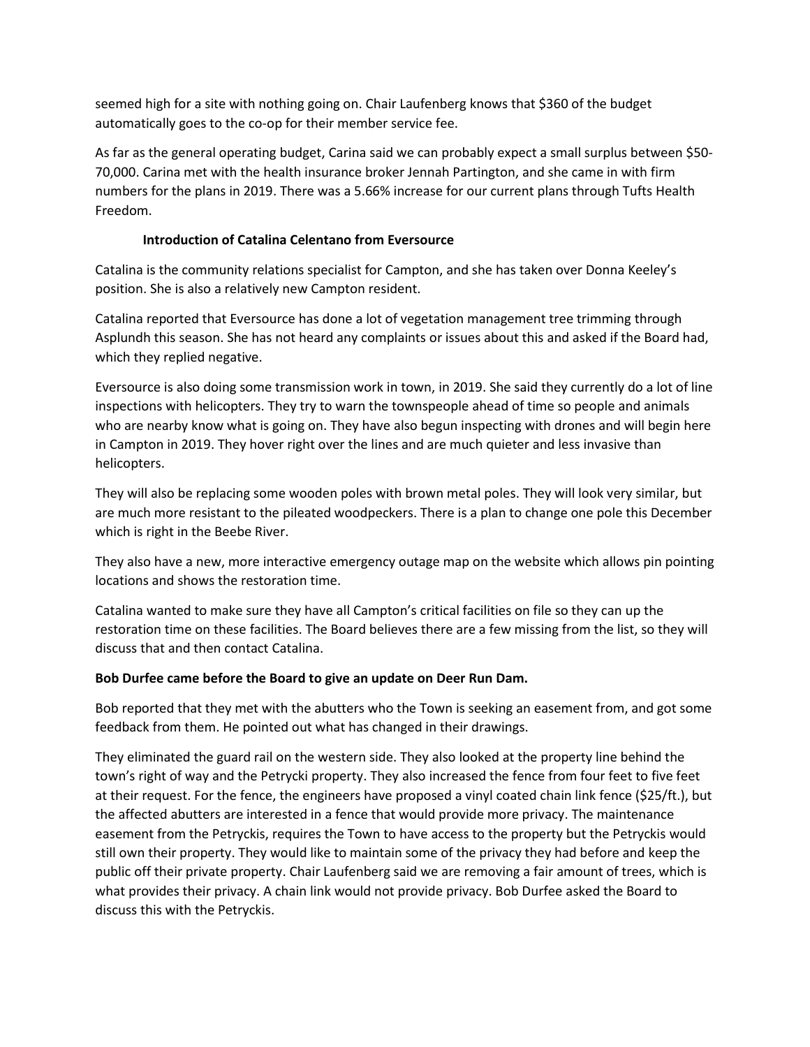seemed high for a site with nothing going on. Chair Laufenberg knows that $360 of the budget automatically goes to the co-op for their member service fee.

As far as the general operating budget, Carina said we can probably expect a small surplus between $50-70,000. Carina met with the health insurance broker Jennah Partington, and she came in with firm numbers for the plans in 2019. There was a 5.66% increase for our current plans through Tufts Health Freedom.

**Introduction of Catalina Celentano from Eversource**

Catalina is the community relations specialist for Campton, and she has taken over Donna Keeley's position. She is also a relatively new Campton resident.

Catalina reported that Eversource has done a lot of vegetation management tree trimming through Asplundh this season. She has not heard any complaints or issues about this and asked if the Board had, which they replied negative.

Eversource is also doing some transmission work in town, in 2019. She said they currently do a lot of line inspections with helicopters. They try to warn the townspeople ahead of time so people and animals who are nearby know what is going on. They have also begun inspecting with drones and will begin here in Campton in 2019. They hover right over the lines and are much quieter and less invasive than helicopters.

They will also be replacing some wooden poles with brown metal poles. They will look very similar, but are much more resistant to the pileated woodpeckers. There is a plan to change one pole this December which is right in the Beebe River.

They also have a new, more interactive emergency outage map on the website which allows pin pointing locations and shows the restoration time.

Catalina wanted to make sure they have all Campton's critical facilities on file so they can up the restoration time on these facilities. The Board believes there are a few missing from the list, so they will discuss that and then contact Catalina.

**Bob Durfee came before the Board to give an update on Deer Run Dam.**

Bob reported that they met with the abutters who the Town is seeking an easement from, and got some feedback from them. He pointed out what has changed in their drawings.

They eliminated the guard rail on the western side. They also looked at the property line behind the town's right of way and the Petrycki property. They also increased the fence from four feet to five feet at their request. For the fence, the engineers have proposed a vinyl coated chain link fence ($25/ft.), but the affected abutters are interested in a fence that would provide more privacy. The maintenance easement from the Petryckis, requires the Town to have access to the property but the Petryckis would still own their property. They would like to maintain some of the privacy they had before and keep the public off their private property. Chair Laufenberg said we are removing a fair amount of trees, which is what provides their privacy. A chain link would not provide privacy. Bob Durfee asked the Board to discuss this with the Petryckis.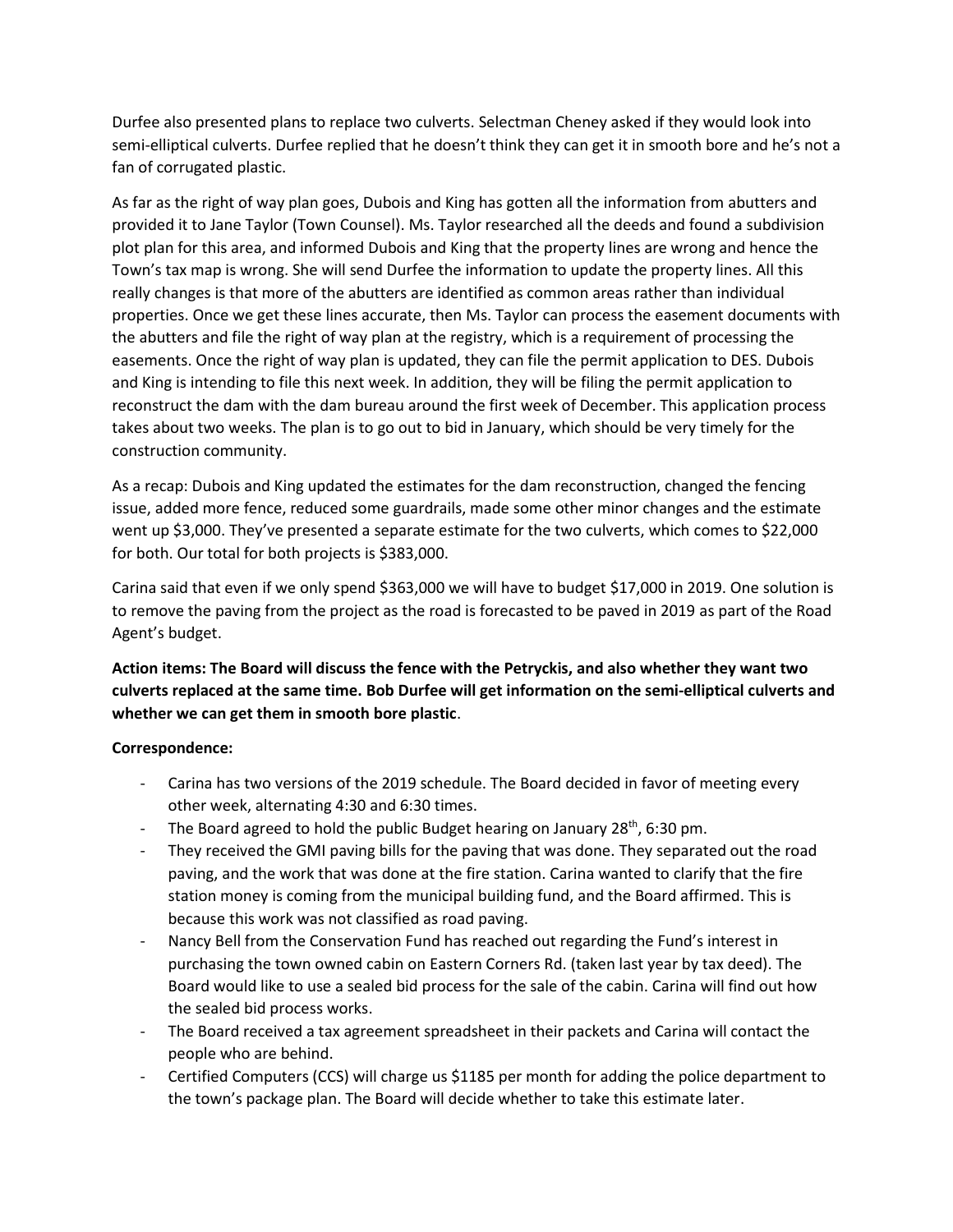Durfee also presented plans to replace two culverts. Selectman Cheney asked if they would look into semi-elliptical culverts. Durfee replied that he doesn't think they can get it in smooth bore and he's not a fan of corrugated plastic.

As far as the right of way plan goes, Dubois and King has gotten all the information from abutters and provided it to Jane Taylor (Town Counsel). Ms. Taylor researched all the deeds and found a subdivision plot plan for this area, and informed Dubois and King that the property lines are wrong and hence the Town's tax map is wrong. She will send Durfee the information to update the property lines. All this really changes is that more of the abutters are identified as common areas rather than individual properties. Once we get these lines accurate, then Ms. Taylor can process the easement documents with the abutters and file the right of way plan at the registry, which is a requirement of processing the easements. Once the right of way plan is updated, they can file the permit application to DES. Dubois and King is intending to file this next week. In addition, they will be filing the permit application to reconstruct the dam with the dam bureau around the first week of December. This application process takes about two weeks. The plan is to go out to bid in January, which should be very timely for the construction community.

As a recap: Dubois and King updated the estimates for the dam reconstruction, changed the fencing issue, added more fence, reduced some guardrails, made some other minor changes and the estimate went up $3,000. They've presented a separate estimate for the two culverts, which comes to $22,000 for both. Our total for both projects is $383,000.

Carina said that even if we only spend $363,000 we will have to budget $17,000 in 2019. One solution is to remove the paving from the project as the road is forecasted to be paved in 2019 as part of the Road Agent's budget.

**Action items: The Board will discuss the fence with the Petryckis, and also whether they want two culverts replaced at the same time. Bob Durfee will get information on the semi-elliptical culverts and whether we can get them in smooth bore plastic**.

**Correspondence:**

- Carina has two versions of the 2019 schedule. The Board decided in favor of meeting every other week, alternating 4:30 and 6:30 times.
- The Board agreed to hold the public Budget hearing on January 28th, 6:30 pm.
- They received the GMI paving bills for the paving that was done. They separated out the road paving, and the work that was done at the fire station. Carina wanted to clarify that the fire station money is coming from the municipal building fund, and the Board affirmed. This is because this work was not classified as road paving.
- Nancy Bell from the Conservation Fund has reached out regarding the Fund's interest in purchasing the town owned cabin on Eastern Corners Rd. (taken last year by tax deed). The Board would like to use a sealed bid process for the sale of the cabin. Carina will find out how the sealed bid process works.
- The Board received a tax agreement spreadsheet in their packets and Carina will contact the people who are behind.
- Certified Computers (CCS) will charge us $1185 per month for adding the police department to the town's package plan. The Board will decide whether to take this estimate later.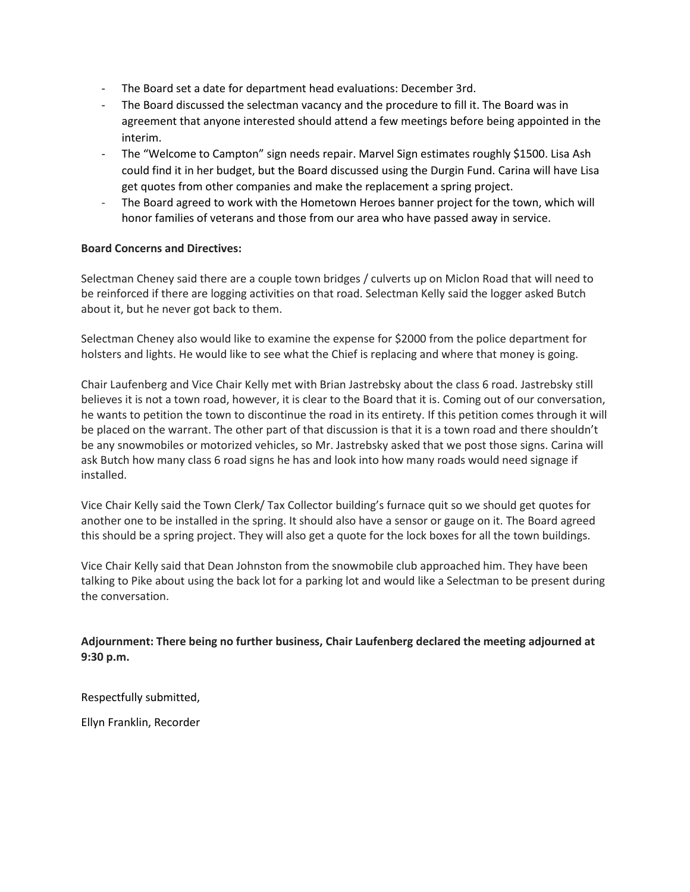- The Board set a date for department head evaluations: December 3rd.
- The Board discussed the selectman vacancy and the procedure to fill it. The Board was in agreement that anyone interested should attend a few meetings before being appointed in the interim.
- The "Welcome to Campton" sign needs repair. Marvel Sign estimates roughly $1500. Lisa Ash could find it in her budget, but the Board discussed using the Durgin Fund. Carina will have Lisa get quotes from other companies and make the replacement a spring project.
- The Board agreed to work with the Hometown Heroes banner project for the town, which will honor families of veterans and those from our area who have passed away in service.

**Board Concerns and Directives:**

Selectman Cheney said there are a couple town bridges / culverts up on Miclon Road that will need to be reinforced if there are logging activities on that road. Selectman Kelly said the logger asked Butch about it, but he never got back to them.

Selectman Cheney also would like to examine the expense for $2000 from the police department for holsters and lights. He would like to see what the Chief is replacing and where that money is going.

Chair Laufenberg and Vice Chair Kelly met with Brian Jastrebsky about the class 6 road. Jastrebsky still believes it is not a town road, however, it is clear to the Board that it is. Coming out of our conversation, he wants to petition the town to discontinue the road in its entirety. If this petition comes through it will be placed on the warrant. The other part of that discussion is that it is a town road and there shouldn't be any snowmobiles or motorized vehicles, so Mr. Jastrebsky asked that we post those signs. Carina will ask Butch how many class 6 road signs he has and look into how many roads would need signage if installed.

Vice Chair Kelly said the Town Clerk/ Tax Collector building's furnace quit so we should get quotes for another one to be installed in the spring. It should also have a sensor or gauge on it. The Board agreed this should be a spring project. They will also get a quote for the lock boxes for all the town buildings.

Vice Chair Kelly said that Dean Johnston from the snowmobile club approached him. They have been talking to Pike about using the back lot for a parking lot and would like a Selectman to be present during the conversation.

**Adjournment: There being no further business, Chair Laufenberg declared the meeting adjourned at 9:30 p.m.**

Respectfully submitted,

Ellyn Franklin, Recorder